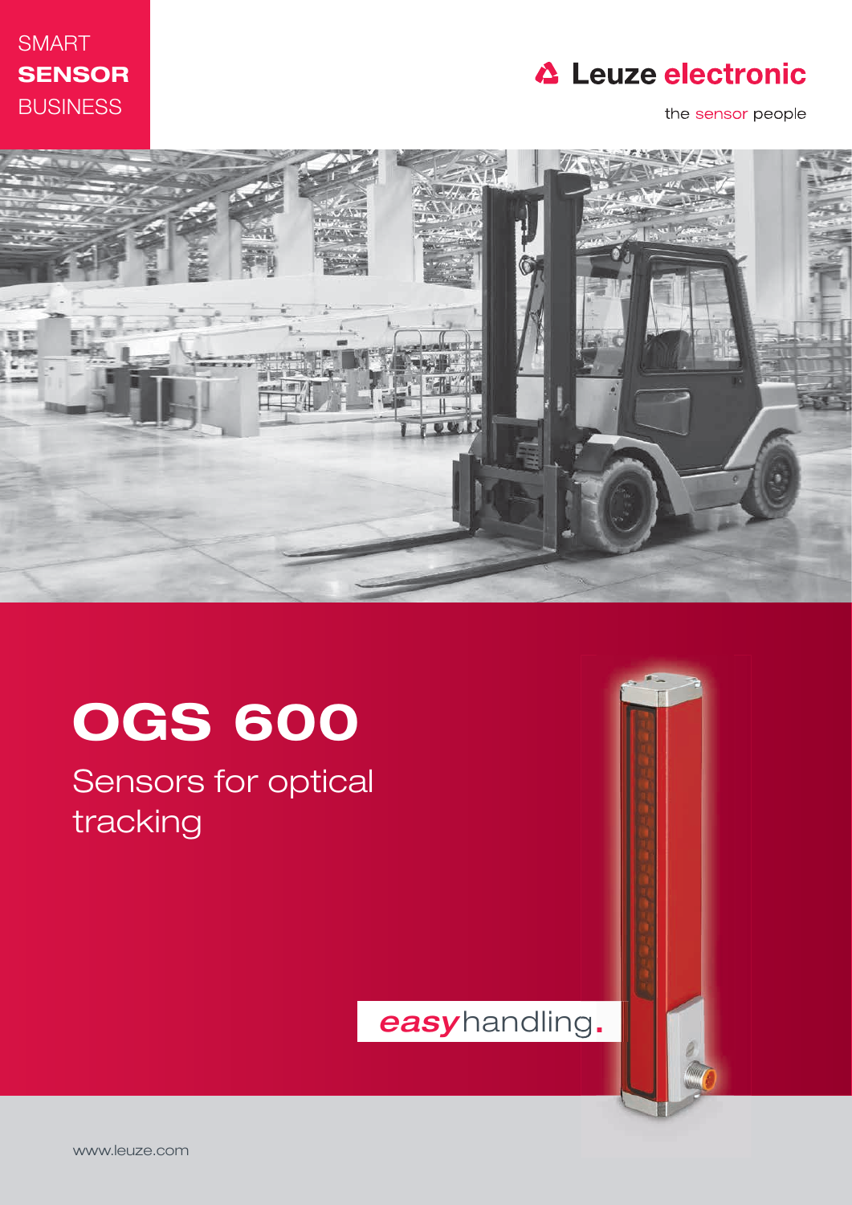SMART
**SENSOR**
BUSINESS

Leuze electronic

the sensor people

# OGS 600

## Sensors for optical tracking

*easy*handling.

www.leuze.com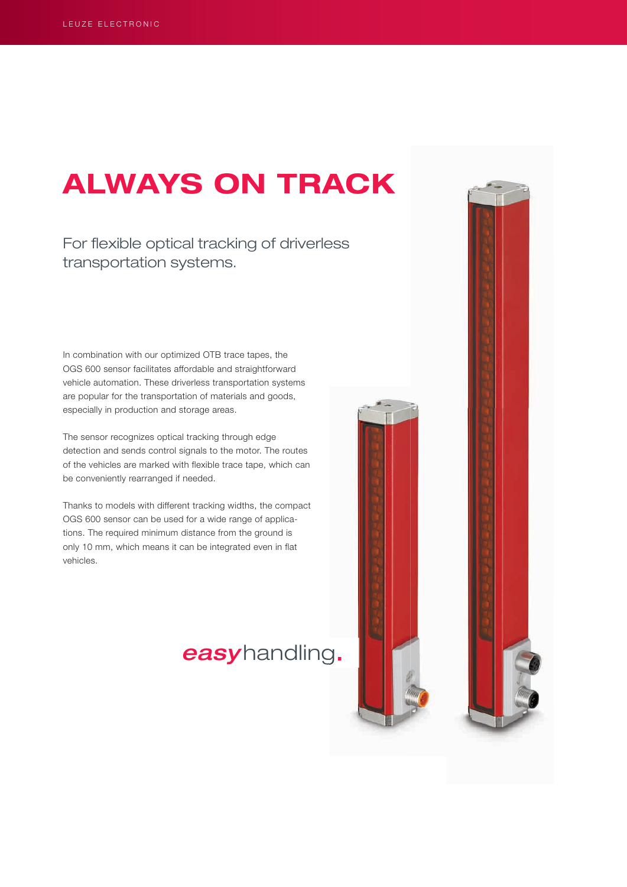# ALWAYS ON TRACK

For flexible optical tracking of driverless transportation systems.

In combination with our optimized OTB trace tapes, the OGS 600 sensor facilitates affordable and straightforward vehicle automation. These driverless transportation systems are popular for the transportation of materials and goods, especially in production and storage areas.

The sensor recognizes optical tracking through edge detection and sends control signals to the motor. The routes of the vehicles are marked with flexible trace tape, which can be conveniently rearranged if needed.

Thanks to models with different tracking widths, the compact OGS 600 sensor can be used for a wide range of applications. The required minimum distance from the ground is only 10 mm, which means it can be integrated even in flat vehicles.

*easy*handling.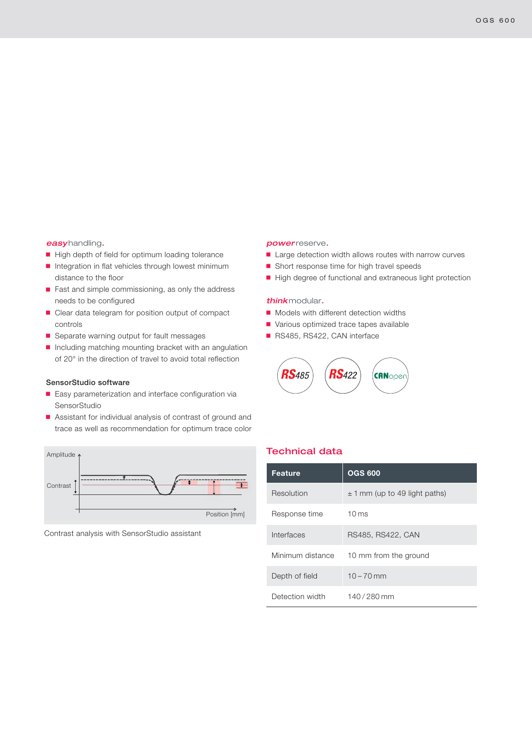***easy*handling.**

- High depth of field for optimum loading tolerance
- Integration in flat vehicles through lowest minimum distance to the floor
- Fast and simple commissioning, as only the address needs to be configured
- Clear data telegram for position output of compact controls
- Separate warning output for fault messages
- Including matching mounting bracket with an angulation of 20° in the direction of travel to avoid total reflection

**SensorStudio software**

- Easy parameterization and interface configuration via SensorStudio
- Assistant for individual analysis of contrast of ground and trace as well as recommendation for optimum trace color

Contrast analysis with SensorStudio assistant

***power*reserve.**

- Large detection width allows routes with narrow curves
- Short response time for high travel speeds
- High degree of functional and extraneous light protection

***think*modular.**

- Models with different detection widths
- Various optimized trace tapes available
- RS485, RS422, CAN interface

## Technical data

| Feature | OGS 600 |
|---|---|
| Resolution | ± 1 mm (up to 49 light paths) |
| Response time | 10 ms |
| Interfaces | RS485, RS422, CAN |
| Minimum distance | 10 mm from the ground |
| Depth of field | 10 – 70 mm |
| Detection width | 140 / 280 mm |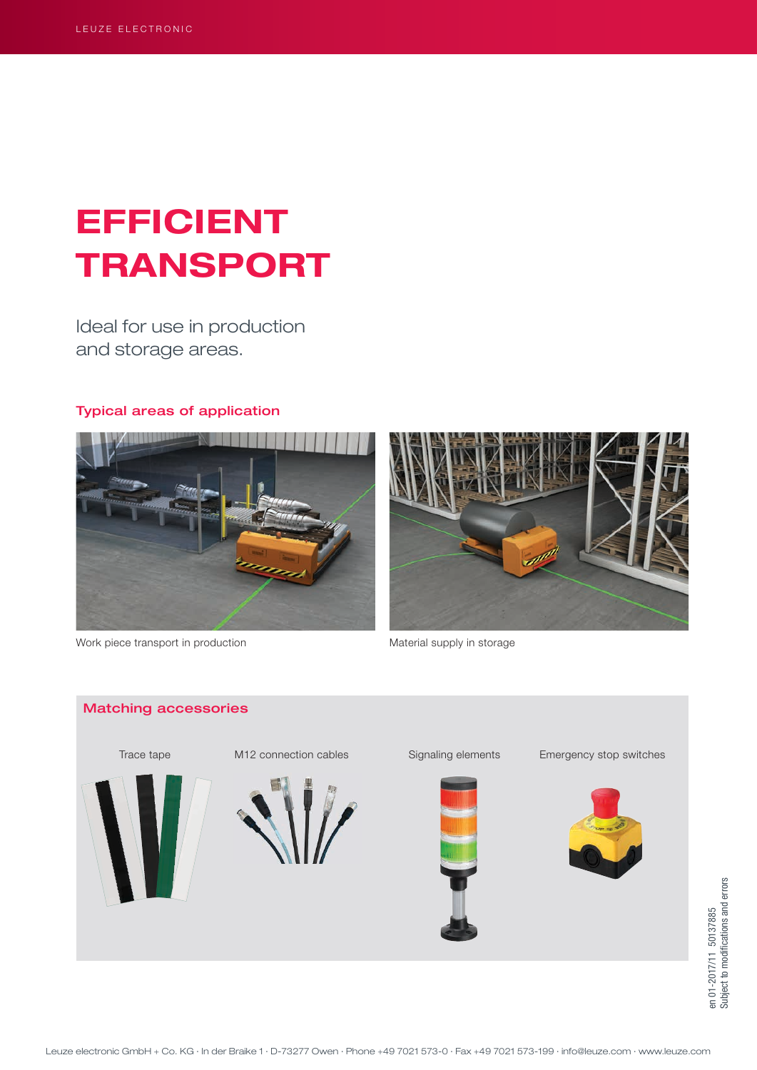# EFFICIENT TRANSPORT

Ideal for use in production and storage areas.

## Typical areas of application

Work piece transport in production

Material supply in storage

## Matching accessories

Trace tape

M12 connection cables

Signaling elements

Emergency stop switches

en 01-2017/11 50137885
Subject to modifications and errors

Leuze electronic GmbH + Co. KG · In der Braike 1 · D-73277 Owen · Phone +49 7021 573-0 · Fax +49 7021 573-199 · info@leuze.com · www.leuze.com